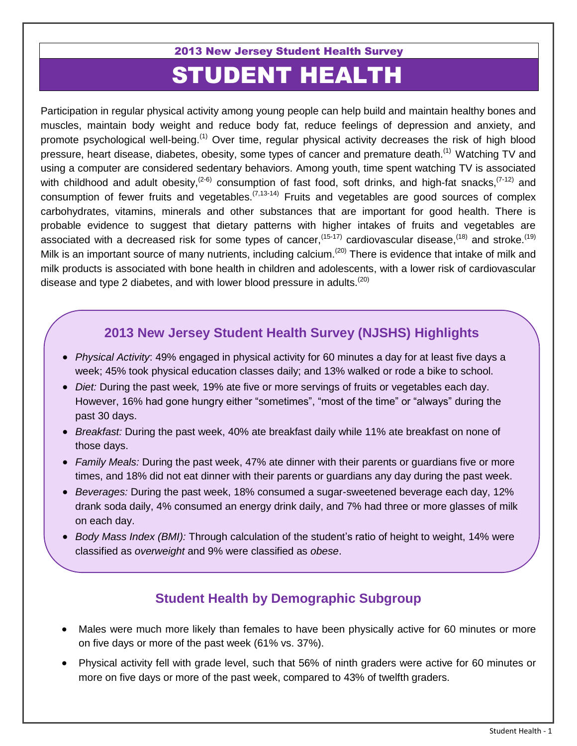2013 New Jersey Student Health Survey

# STUDENT HEALTH

Participation in regular physical activity among young people can help build and maintain healthy bones and muscles, maintain body weight and reduce body fat, reduce feelings of depression and anxiety, and promote psychological well-being.[1] Over time, regular physical activity decreases the risk of high blood pressure, heart disease, diabetes, obesity, some types of cancer and premature death.[1] Watching TV and using a computer are considered sedentary behaviors. Among youth, time spent watching TV is associated with childhood and adult obesity,[2-6] consumption of fast food, soft drinks, and high-fat snacks,[7-12] and consumption of fewer fruits and vegetables.[7,13-14] Fruits and vegetables are good sources of complex carbohydrates, vitamins, minerals and other substances that are important for good health. There is probable evidence to suggest that dietary patterns with higher intakes of fruits and vegetables are associated with a decreased risk for some types of cancer,[15-17] cardiovascular disease,[18] and stroke.[19] Milk is an important source of many nutrients, including calcium.[20] There is evidence that intake of milk and milk products is associated with bone health in children and adolescents, with a lower risk of cardiovascular disease and type 2 diabetes, and with lower blood pressure in adults.[20]

## 2013 New Jersey Student Health Survey (NJSHS) Highlights

- *Physical Activity*: 49% engaged in physical activity for 60 minutes a day for at least five days a week; 45% took physical education classes daily; and 13% walked or rode a bike to school.
- *Diet:* During the past week, 19% ate five or more servings of fruits or vegetables each day. However, 16% had gone hungry either "sometimes", "most of the time" or "always" during the past 30 days.
- *Breakfast:* During the past week, 40% ate breakfast daily while 11% ate breakfast on none of those days.
- *Family Meals:* During the past week, 47% ate dinner with their parents or guardians five or more times, and 18% did not eat dinner with their parents or guardians any day during the past week.
- *Beverages:* During the past week, 18% consumed a sugar-sweetened beverage each day, 12% drank soda daily, 4% consumed an energy drink daily, and 7% had three or more glasses of milk on each day.
- *Body Mass Index (BMI):* Through calculation of the student's ratio of height to weight, 14% were classified as *overweight* and 9% were classified as *obese*.

## Student Health by Demographic Subgroup

- Males were much more likely than females to have been physically active for 60 minutes or more on five days or more of the past week (61% vs. 37%).
- Physical activity fell with grade level, such that 56% of ninth graders were active for 60 minutes or more on five days or more of the past week, compared to 43% of twelfth graders.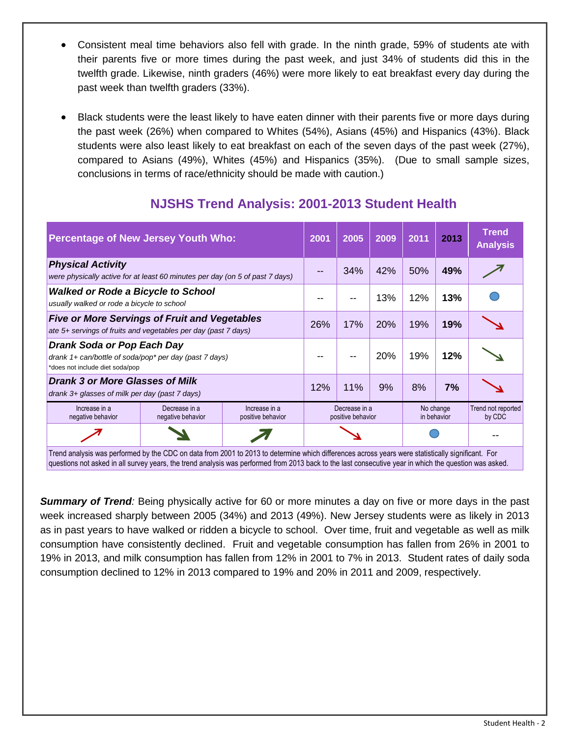- Consistent meal time behaviors also fell with grade. In the ninth grade, 59% of students ate with their parents five or more times during the past week, and just 34% of students did this in the twelfth grade. Likewise, ninth graders (46%) were more likely to eat breakfast every day during the past week than twelfth graders (33%).

- Black students were the least likely to have eaten dinner with their parents five or more days during the past week (26%) when compared to Whites (54%), Asians (45%) and Hispanics (43%). Black students were also least likely to eat breakfast on each of the seven days of the past week (27%), compared to Asians (49%), Whites (45%) and Hispanics (35%). (Due to small sample sizes, conclusions in terms of race/ethnicity should be made with caution.)

## NJSHS Trend Analysis: 2001-2013 Student Health

| Percentage of New Jersey Youth Who: | 2001 | 2005 | 2009 | 2011 | 2013 | Trend Analysis |
|---|---|---|---|---|---|---|
| ***Physical Activity***<br>*were physically active for at least 60 minutes per day (on 5 of past 7 days)* | -- | 34% | 42% | 50% | **49%** | Increase in a positive behavior |
| ***Walked or Rode a Bicycle to School***<br>*usually walked or rode a bicycle to school* | -- | -- | 13% | 12% | **13%** | No change in behavior |
| ***Five or More Servings of Fruit and Vegetables***<br>*ate 5+ servings of fruits and vegetables per day (past 7 days)* | 26% | 17% | 20% | 19% | **19%** | Decrease in a positive behavior |
| ***Drank Soda or Pop Each Day***<br>*drank 1+ can/bottle of soda/pop\* per day (past 7 days)*<br>\*does not include diet soda/pop | -- | -- | 20% | 19% | **12%** | Decrease in a negative behavior |
| ***Drank 3 or More Glasses of Milk***<br>*drank 3+ glasses of milk per day (past 7 days)* | 12% | 11% | 9% | 8% | **7%** | Decrease in a positive behavior |

| Increase in a negative behavior | Decrease in a negative behavior | Increase in a positive behavior | Decrease in a positive behavior | No change in behavior | Trend not reported by CDC |
|---|---|---|---|---|---|
| ↗ (red) | ↘ (green) | ↗ (green) | ↘ (red) | ● | -- |

Trend analysis was performed by the CDC on data from 2001 to 2013 to determine which differences across years were statistically significant. For questions not asked in all survey years, the trend analysis was performed from 2013 back to the last consecutive year in which the question was asked.

***Summary of Trend****:* Being physically active for 60 or more minutes a day on five or more days in the past week increased sharply between 2005 (34%) and 2013 (49%). New Jersey students were as likely in 2013 as in past years to have walked or ridden a bicycle to school. Over time, fruit and vegetable as well as milk consumption have consistently declined. Fruit and vegetable consumption has fallen from 26% in 2001 to 19% in 2013, and milk consumption has fallen from 12% in 2001 to 7% in 2013. Student rates of daily soda consumption declined to 12% in 2013 compared to 19% and 20% in 2011 and 2009, respectively.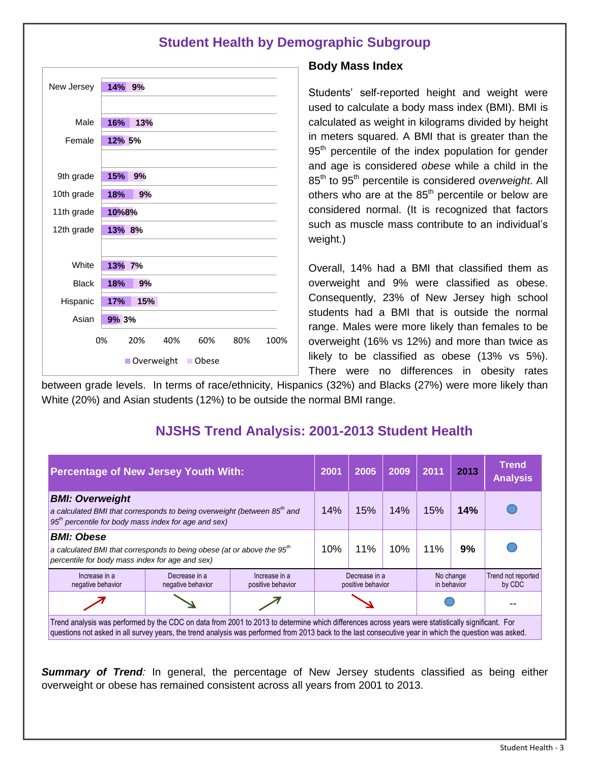# Student Health by Demographic Subgroup

| | Overweight | Obese |
|---|---|---|
| New Jersey | 14% | 9% |
| Male | 16% | 13% |
| Female | 12% | 5% |
| 9th grade | 15% | 9% |
| 10th grade | 18% | 9% |
| 11th grade | 10% | 8% |
| 12th grade | 13% | 8% |
| White | 13% | 7% |
| Black | 18% | 9% |
| Hispanic | 17% | 15% |
| Asian | 9% | 3% |

## Body Mass Index

Students' self-reported height and weight were used to calculate a body mass index (BMI). BMI is calculated as weight in kilograms divided by height in meters squared. A BMI that is greater than the 95th percentile of the index population for gender and age is considered *obese* while a child in the 85th to 95th percentile is considered *overweight*. All others who are at the 85th percentile or below are considered normal. (It is recognized that factors such as muscle mass contribute to an individual's weight.)

Overall, 14% had a BMI that classified them as overweight and 9% were classified as obese. Consequently, 23% of New Jersey high school students had a BMI that is outside the normal range. Males were more likely than females to be overweight (16% vs 12%) and more than twice as likely to be classified as obese (13% vs 5%). There were no differences in obesity rates between grade levels. In terms of race/ethnicity, Hispanics (32%) and Blacks (27%) were more likely than White (20%) and Asian students (12%) to be outside the normal BMI range.

# NJSHS Trend Analysis: 2001-2013 Student Health

| Percentage of New Jersey Youth With: | 2001 | 2005 | 2009 | 2011 | 2013 | Trend Analysis |
|---|---|---|---|---|---|---|
| ***BMI: Overweight*** *a calculated BMI that corresponds to being overweight (between 85th and 95th percentile for body mass index for age and sex)* | 14% | 15% | 14% | 15% | **14%** | No change in behavior |
| ***BMI: Obese*** *a calculated BMI that corresponds to being obese (at or above the 95th percentile for body mass index for age and sex)* | 10% | 11% | 10% | 11% | **9%** | No change in behavior |

| Increase in a negative behavior | Decrease in a negative behavior | Increase in a positive behavior | Decrease in a positive behavior | No change in behavior | Trend not reported by CDC |
|---|---|---|---|---|---|
| ↗ | ↘ | ↗ | ↘ | ● | -- |

Trend analysis was performed by the CDC on data from 2001 to 2013 to determine which differences across years were statistically significant. For questions not asked in all survey years, the trend analysis was performed from 2013 back to the last consecutive year in which the question was asked.

***Summary of Trend****:* In general, the percentage of New Jersey students classified as being either overweight or obese has remained consistent across all years from 2001 to 2013.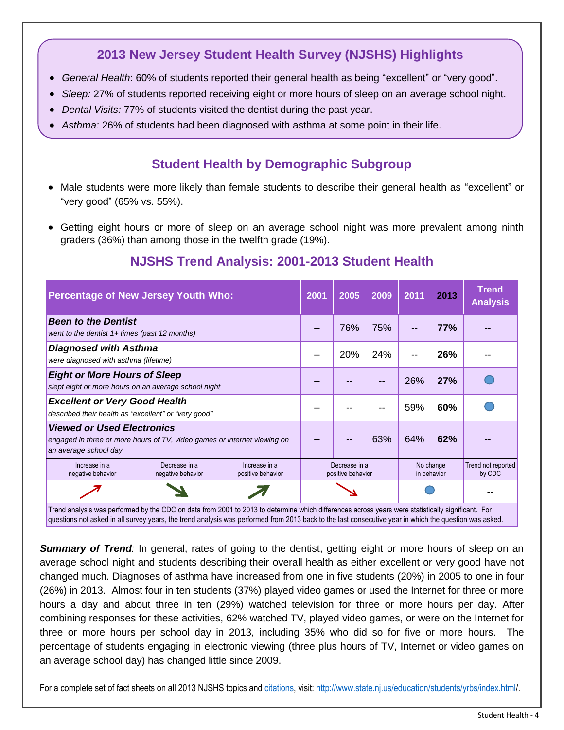## 2013 New Jersey Student Health Survey (NJSHS) Highlights

- *General Health*: 60% of students reported their general health as being "excellent" or "very good".
- *Sleep:* 27% of students reported receiving eight or more hours of sleep on an average school night.
- *Dental Visits:* 77% of students visited the dentist during the past year.
- *Asthma:* 26% of students had been diagnosed with asthma at some point in their life.

## Student Health by Demographic Subgroup

- Male students were more likely than female students to describe their general health as "excellent" or "very good" (65% vs. 55%).
- Getting eight hours or more of sleep on an average school night was more prevalent among ninth graders (36%) than among those in the twelfth grade (19%).

## NJSHS Trend Analysis: 2001-2013 Student Health

| Percentage of New Jersey Youth Who: | 2001 | 2005 | 2009 | 2011 | 2013 | Trend Analysis |
|---|---|---|---|---|---|---|
| ***Been to the Dentist*** *went to the dentist 1+ times (past 12 months)* | -- | 76% | 75% | -- | **77%** | -- |
| ***Diagnosed with Asthma*** *were diagnosed with asthma (lifetime)* | -- | 20% | 24% | -- | **26%** | -- |
| ***Eight or More Hours of Sleep*** *slept eight or more hours on an average school night* | -- | -- | -- | 26% | **27%** | No change in behavior |
| ***Excellent or Very Good Health*** *described their health as "excellent" or "very good"* | -- | -- | -- | 59% | **60%** | No change in behavior |
| ***Viewed or Used Electronics*** *engaged in three or more hours of TV, video games or internet viewing on an average school day* | -- | -- | 63% | 64% | **62%** | -- |

| Increase in a negative behavior | Decrease in a negative behavior | Increase in a positive behavior | Decrease in a positive behavior | No change in behavior | Trend not reported by CDC |
|---|---|---|---|---|---|
| ↗ | ↘ | ↗ | ↘ | ● | -- |

Trend analysis was performed by the CDC on data from 2001 to 2013 to determine which differences across years were statistically significant. For questions not asked in all survey years, the trend analysis was performed from 2013 back to the last consecutive year in which the question was asked.

***Summary of Trend****:* In general, rates of going to the dentist, getting eight or more hours of sleep on an average school night and students describing their overall health as either excellent or very good have not changed much. Diagnoses of asthma have increased from one in five students (20%) in 2005 to one in four (26%) in 2013. Almost four in ten students (37%) played video games or used the Internet for three or more hours a day and about three in ten (29%) watched television for three or more hours per day. After combining responses for these activities, 62% watched TV, played video games, or were on the Internet for three or more hours per school day in 2013, including 35% who did so for five or more hours. The percentage of students engaging in electronic viewing (three plus hours of TV, Internet or video games on an average school day) has changed little since 2009.

For a complete set of fact sheets on all 2013 NJSHS topics and citations, visit: http://www.state.nj.us/education/students/yrbs/index.html/.